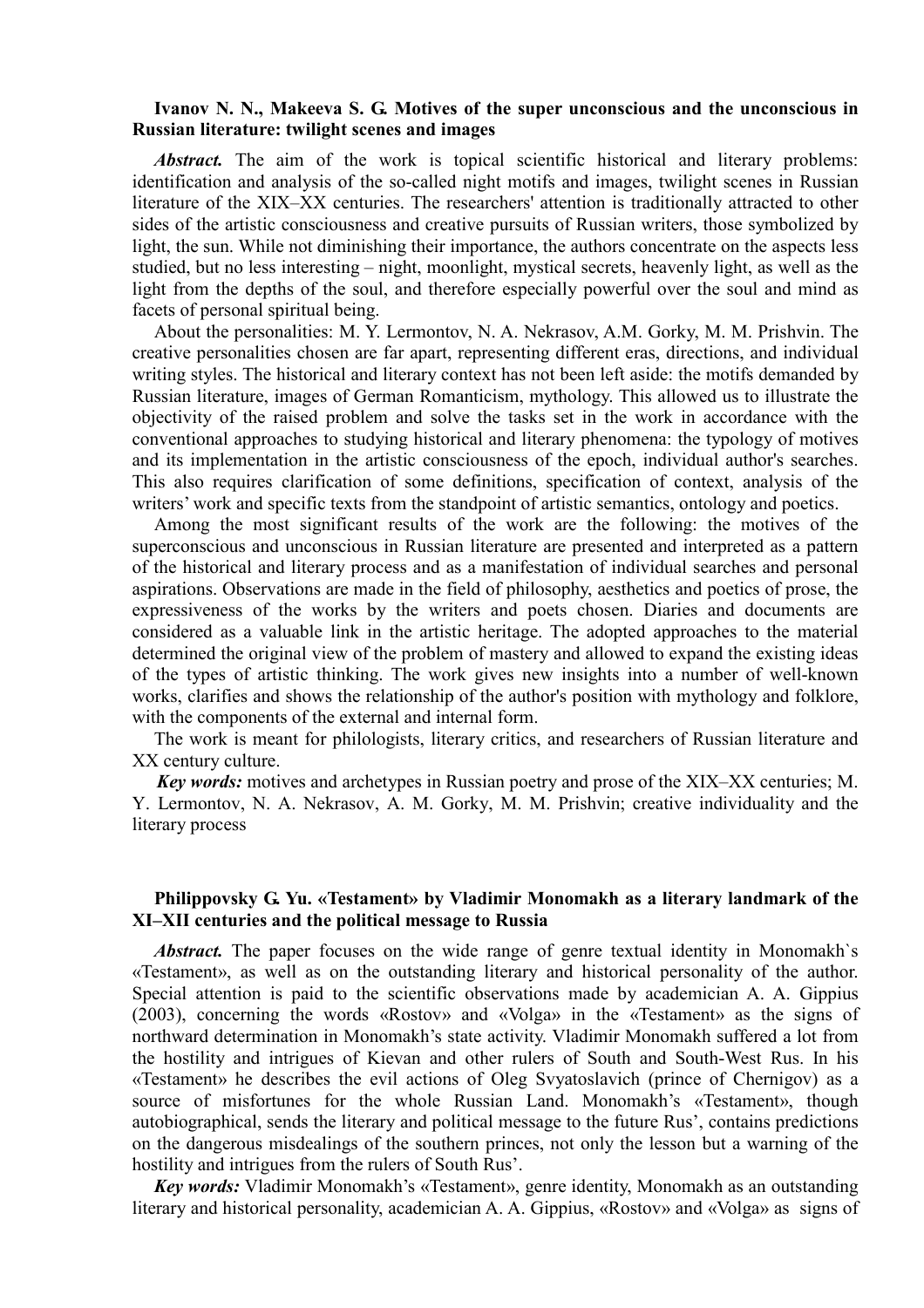**Ivanov N. N., Makeeva S. G. Motives of the super unconscious and the unconscious in Russian literature: twilight scenes and images**

***Abstract.*** The aim of the work is topical scientific historical and literary problems: identification and analysis of the so-called night motifs and images, twilight scenes in Russian literature of the XIX–XX centuries. The researchers' attention is traditionally attracted to other sides of the artistic consciousness and creative pursuits of Russian writers, those symbolized by light, the sun. While not diminishing their importance, the authors concentrate on the aspects less studied, but no less interesting – night, moonlight, mystical secrets, heavenly light, as well as the light from the depths of the soul, and therefore especially powerful over the soul and mind as facets of personal spiritual being.

About the personalities: M. Y. Lermontov, N. A. Nekrasov, A.M. Gorky, M. M. Prishvin. The creative personalities chosen are far apart, representing different eras, directions, and individual writing styles. The historical and literary context has not been left aside: the motifs demanded by Russian literature, images of German Romanticism, mythology. This allowed us to illustrate the objectivity of the raised problem and solve the tasks set in the work in accordance with the conventional approaches to studying historical and literary phenomena: the typology of motives and its implementation in the artistic consciousness of the epoch, individual author's searches. This also requires clarification of some definitions, specification of context, analysis of the writers' work and specific texts from the standpoint of artistic semantics, ontology and poetics.

Among the most significant results of the work are the following: the motives of the superconscious and unconscious in Russian literature are presented and interpreted as a pattern of the historical and literary process and as a manifestation of individual searches and personal aspirations. Observations are made in the field of philosophy, aesthetics and poetics of prose, the expressiveness of the works by the writers and poets chosen. Diaries and documents are considered as a valuable link in the artistic heritage. The adopted approaches to the material determined the original view of the problem of mastery and allowed to expand the existing ideas of the types of artistic thinking. The work gives new insights into a number of well-known works, clarifies and shows the relationship of the author's position with mythology and folklore, with the components of the external and internal form.

The work is meant for philologists, literary critics, and researchers of Russian literature and XX century culture.

***Key words:*** motives and archetypes in Russian poetry and prose of the XIX–XX centuries; M. Y. Lermontov, N. A. Nekrasov, A. M. Gorky, M. M. Prishvin; creative individuality and the literary process

**Philippovsky G. Yu. «Testament» by Vladimir Monomakh as a literary landmark of the XI–XII centuries and the political message to Russia**

***Abstract.*** The paper focuses on the wide range of genre textual identity in Monomakh`s «Testament», as well as on the outstanding literary and historical personality of the author. Special attention is paid to the scientific observations made by academician A. A. Gippius (2003), concerning the words «Rostov» and «Volga» in the «Testament» as the signs of northward determination in Monomakh's state activity. Vladimir Monomakh suffered a lot from the hostility and intrigues of Kievan and other rulers of South and South-West Rus. In his «Testament» he describes the evil actions of Oleg Svyatoslavich (prince of Chernigov) as a source of misfortunes for the whole Russian Land. Monomakh's «Testament», though autobiographical, sends the literary and political message to the future Rus', contains predictions on the dangerous misdealings of the southern princes, not only the lesson but a warning of the hostility and intrigues from the rulers of South Rus'.

***Key words:*** Vladimir Monomakh's «Testament», genre identity, Monomakh as an outstanding literary and historical personality, academician A. A. Gippius, «Rostov» and «Volga» as signs of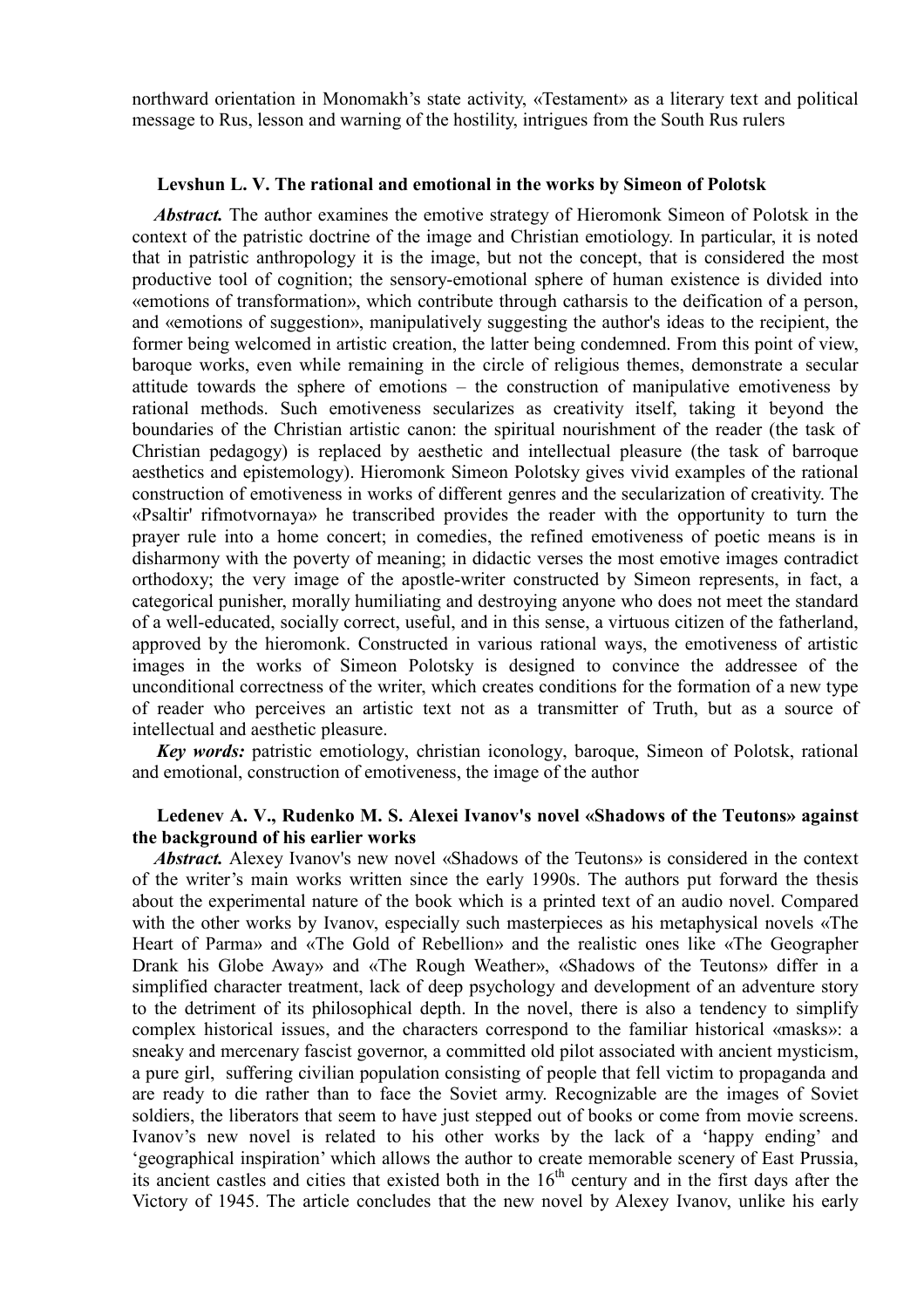northward orientation in Monomakh's state activity, «Testament» as a literary text and political message to Rus, lesson and warning of the hostility, intrigues from the South Rus rulers

### Levshun L. V. The rational and emotional in the works by Simeon of Polotsk

***Abstract.*** The author examines the emotive strategy of Hieromonk Simeon of Polotsk in the context of the patristic doctrine of the image and Christian emotiology. In particular, it is noted that in patristic anthropology it is the image, but not the concept, that is considered the most productive tool of cognition; the sensory-emotional sphere of human existence is divided into «emotions of transformation», which contribute through catharsis to the deification of a person, and «emotions of suggestion», manipulatively suggesting the author's ideas to the recipient, the former being welcomed in artistic creation, the latter being condemned. From this point of view, baroque works, even while remaining in the circle of religious themes, demonstrate a secular attitude towards the sphere of emotions – the construction of manipulative emotiveness by rational methods. Such emotiveness secularizes as creativity itself, taking it beyond the boundaries of the Christian artistic canon: the spiritual nourishment of the reader (the task of Christian pedagogy) is replaced by aesthetic and intellectual pleasure (the task of barroque aesthetics and epistemology). Hieromonk Simeon Polotsky gives vivid examples of the rational construction of emotiveness in works of different genres and the secularization of creativity. The «Psaltir' rifmotvornaya» he transcribed provides the reader with the opportunity to turn the prayer rule into a home concert; in comedies, the refined emotiveness of poetic means is in disharmony with the poverty of meaning; in didactic verses the most emotive images contradict orthodoxy; the very image of the apostle-writer constructed by Simeon represents, in fact, a categorical punisher, morally humiliating and destroying anyone who does not meet the standard of a well-educated, socially correct, useful, and in this sense, a virtuous citizen of the fatherland, approved by the hieromonk. Constructed in various rational ways, the emotiveness of artistic images in the works of Simeon Polotsky is designed to convince the addressee of the unconditional correctness of the writer, which creates conditions for the formation of a new type of reader who perceives an artistic text not as a transmitter of Truth, but as a source of intellectual and aesthetic pleasure.

***Key words:*** patristic emotiology, christian iconology, baroque, Simeon of Polotsk, rational and emotional, construction of emotiveness, the image of the author

### Ledenev A. V., Rudenko M. S. Alexei Ivanov's novel «Shadows of the Teutons» against the background of his earlier works

***Abstract.*** Alexey Ivanov's new novel «Shadows of the Teutons» is considered in the context of the writer's main works written since the early 1990s. The authors put forward the thesis about the experimental nature of the book which is a printed text of an audio novel. Compared with the other works by Ivanov, especially such masterpieces as his metaphysical novels «The Heart of Parma» and «The Gold of Rebellion» and the realistic ones like «The Geographer Drank his Globe Away» and «The Rough Weather», «Shadows of the Teutons» differ in a simplified character treatment, lack of deep psychology and development of an adventure story to the detriment of its philosophical depth. In the novel, there is also a tendency to simplify complex historical issues, and the characters correspond to the familiar historical «masks»: a sneaky and mercenary fascist governor, a committed old pilot associated with ancient mysticism, a pure girl, suffering civilian population consisting of people that fell victim to propaganda and are ready to die rather than to face the Soviet army. Recognizable are the images of Soviet soldiers, the liberators that seem to have just stepped out of books or come from movie screens. Ivanov's new novel is related to his other works by the lack of a 'happy ending' and 'geographical inspiration' which allows the author to create memorable scenery of East Prussia, its ancient castles and cities that existed both in the $16^{th}$ century and in the first days after the Victory of 1945. The article concludes that the new novel by Alexey Ivanov, unlike his early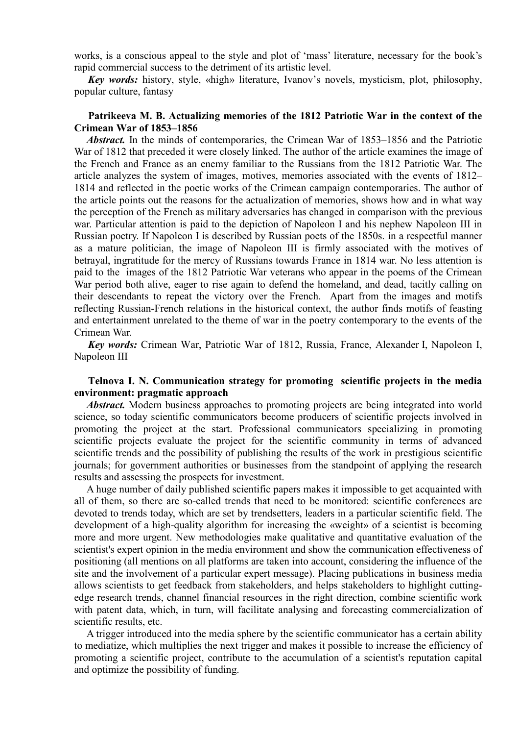works, is a conscious appeal to the style and plot of 'mass' literature, necessary for the book's rapid commercial success to the detriment of its artistic level.

***Key words:*** history, style, «high» literature, Ivanov's novels, mysticism, plot, philosophy, popular culture, fantasy

**Patrikeeva M. B. Actualizing memories of the 1812 Patriotic War in the context of the Crimean War of 1853–1856**

***Abstract.*** In the minds of contemporaries, the Crimean War of 1853–1856 and the Patriotic War of 1812 that preceded it were closely linked. The author of the article examines the image of the French and France as an enemy familiar to the Russians from the 1812 Patriotic War. The article analyzes the system of images, motives, memories associated with the events of 1812–1814 and reflected in the poetic works of the Crimean campaign contemporaries. The author of the article points out the reasons for the actualization of memories, shows how and in what way the perception of the French as military adversaries has changed in comparison with the previous war. Particular attention is paid to the depiction of Napoleon I and his nephew Napoleon III in Russian poetry. If Napoleon I is described by Russian poets of the 1850s. in a respectful manner as a mature politician, the image of Napoleon III is firmly associated with the motives of betrayal, ingratitude for the mercy of Russians towards France in 1814 war. No less attention is paid to the images of the 1812 Patriotic War veterans who appear in the poems of the Crimean War period both alive, eager to rise again to defend the homeland, and dead, tacitly calling on their descendants to repeat the victory over the French. Apart from the images and motifs reflecting Russian-French relations in the historical context, the author finds motifs of feasting and entertainment unrelated to the theme of war in the poetry contemporary to the events of the Crimean War.

***Key words:*** Crimean War, Patriotic War of 1812, Russia, France, Alexander I, Napoleon I, Napoleon III

**Telnova I. N. Communication strategy for promoting scientific projects in the media environment: pragmatic approach**

***Abstract.*** Modern business approaches to promoting projects are being integrated into world science, so today scientific communicators become producers of scientific projects involved in promoting the project at the start. Professional communicators specializing in promoting scientific projects evaluate the project for the scientific community in terms of advanced scientific trends and the possibility of publishing the results of the work in prestigious scientific journals; for government authorities or businesses from the standpoint of applying the research results and assessing the prospects for investment.

A huge number of daily published scientific papers makes it impossible to get acquainted with all of them, so there are so-called trends that need to be monitored: scientific conferences are devoted to trends today, which are set by trendsetters, leaders in a particular scientific field. The development of a high-quality algorithm for increasing the «weight» of a scientist is becoming more and more urgent. New methodologies make qualitative and quantitative evaluation of the scientist's expert opinion in the media environment and show the communication effectiveness of positioning (all mentions on all platforms are taken into account, considering the influence of the site and the involvement of a particular expert message). Placing publications in business media allows scientists to get feedback from stakeholders, and helps stakeholders to highlight cutting-edge research trends, channel financial resources in the right direction, combine scientific work with patent data, which, in turn, will facilitate analysing and forecasting commercialization of scientific results, etc.

A trigger introduced into the media sphere by the scientific communicator has a certain ability to mediatize, which multiplies the next trigger and makes it possible to increase the efficiency of promoting a scientific project, contribute to the accumulation of a scientist's reputation capital and optimize the possibility of funding.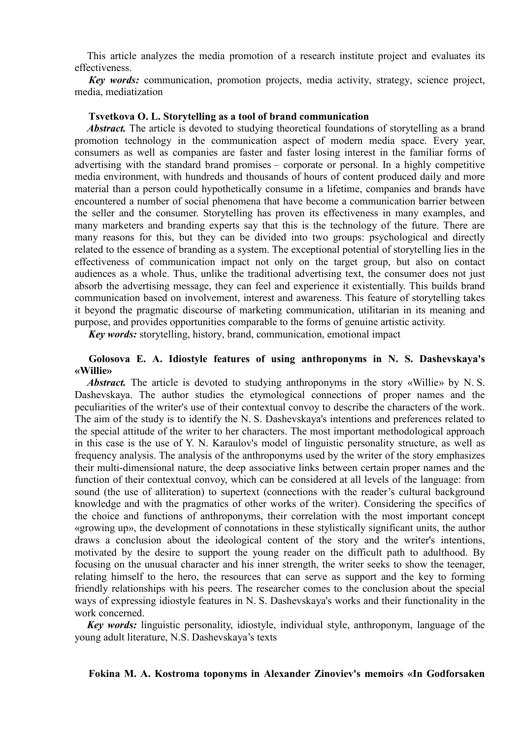This article analyzes the media promotion of a research institute project and evaluates its effectiveness.

***Key words:*** communication, promotion projects, media activity, strategy, science project, media, mediatization

**Tsvetkova O. L. Storytelling as a tool of brand communication**

***Abstract.*** The article is devoted to studying theoretical foundations of storytelling as a brand promotion technology in the communication aspect of modern media space. Every year, consumers as well as companies are faster and faster losing interest in the familiar forms of advertising with the standard brand promises – corporate or personal. In a highly competitive media environment, with hundreds and thousands of hours of content produced daily and more material than a person could hypothetically consume in a lifetime, companies and brands have encountered a number of social phenomena that have become a communication barrier between the seller and the consumer. Storytelling has proven its effectiveness in many examples, and many marketers and branding experts say that this is the technology of the future. There are many reasons for this, but they can be divided into two groups: psychological and directly related to the essence of branding as a system. The exceptional potential of storytelling lies in the effectiveness of communication impact not only on the target group, but also on contact audiences as a whole. Thus, unlike the traditional advertising text, the consumer does not just absorb the advertising message, they can feel and experience it existentially. This builds brand communication based on involvement, interest and awareness. This feature of storytelling takes it beyond the pragmatic discourse of marketing communication, utilitarian in its meaning and purpose, and provides opportunities comparable to the forms of genuine artistic activity.

***Key words:*** storytelling, history, brand, communication, emotional impact

**Golosova E. A. Idiostyle features of using anthroponyms in N. S. Dashevskaya's «Willie»**

***Abstract.*** The article is devoted to studying anthroponyms in the story «Willie» by N. S. Dashevskaya. The author studies the etymological connections of proper names and the peculiarities of the writer's use of their contextual convoy to describe the characters of the work. The aim of the study is to identify the N. S. Dashevskaya's intentions and preferences related to the special attitude of the writer to her characters. The most important methodological approach in this case is the use of Y. N. Karaulov's model of linguistic personality structure, as well as frequency analysis. The analysis of the anthroponyms used by the writer of the story emphasizes their multi-dimensional nature, the deep associative links between certain proper names and the function of their contextual convoy, which can be considered at all levels of the language: from sound (the use of alliteration) to supertext (connections with the reader's cultural background knowledge and with the pragmatics of other works of the writer). Considering the specifics of the choice and functions of anthroponyms, their correlation with the most important concept «growing up», the development of connotations in these stylistically significant units, the author draws a conclusion about the ideological content of the story and the writer's intentions, motivated by the desire to support the young reader on the difficult path to adulthood. By focusing on the unusual character and his inner strength, the writer seeks to show the teenager, relating himself to the hero, the resources that can serve as support and the key to forming friendly relationships with his peers. The researcher comes to the conclusion about the special ways of expressing idiostyle features in N. S. Dashevskaya's works and their functionality in the work concerned.

***Key words:*** linguistic personality, idiostyle, individual style, anthroponym, language of the young adult literature, N.S. Dashevskaya's texts

**Fokina M. A. Kostroma toponyms in Alexander Zinoviev's memoirs «In Godforsaken**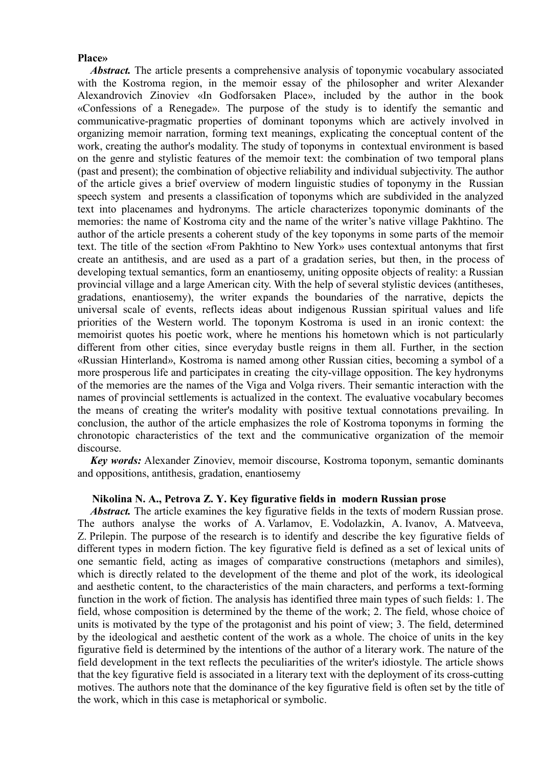**Place»**

***Abstract.*** The article presents a comprehensive analysis of toponymic vocabulary associated with the Kostroma region, in the memoir essay of the philosopher and writer Alexander Alexandrovich Zinoviev «In Godforsaken Place», included by the author in the book «Confessions of a Renegade». The purpose of the study is to identify the semantic and communicative-pragmatic properties of dominant toponyms which are actively involved in organizing memoir narration, forming text meanings, explicating the conceptual content of the work, creating the author's modality. The study of toponyms in contextual environment is based on the genre and stylistic features of the memoir text: the combination of two temporal plans (past and present); the combination of objective reliability and individual subjectivity. The author of the article gives a brief overview of modern linguistic studies of toponymy in the Russian speech system and presents a classification of toponyms which are subdivided in the analyzed text into placenames and hydronyms. The article characterizes toponymic dominants of the memories: the name of Kostroma city and the name of the writer's native village Pakhtino. The author of the article presents a coherent study of the key toponyms in some parts of the memoir text. The title of the section «From Pakhtino to New York» uses contextual antonyms that first create an antithesis, and are used as a part of a gradation series, but then, in the process of developing textual semantics, form an enantiosemy, uniting opposite objects of reality: a Russian provincial village and a large American city. With the help of several stylistic devices (antitheses, gradations, enantiosemy), the writer expands the boundaries of the narrative, depicts the universal scale of events, reflects ideas about indigenous Russian spiritual values and life priorities of the Western world. The toponym Kostroma is used in an ironic context: the memoirist quotes his poetic work, where he mentions his hometown which is not particularly different from other cities, since everyday bustle reigns in them all. Further, in the section «Russian Hinterland», Kostroma is named among other Russian cities, becoming a symbol of a more prosperous life and participates in creating the city-village opposition. The key hydronyms of the memories are the names of the Viga and Volga rivers. Their semantic interaction with the names of provincial settlements is actualized in the context. The evaluative vocabulary becomes the means of creating the writer's modality with positive textual connotations prevailing. In conclusion, the author of the article emphasizes the role of Kostroma toponyms in forming the chronotopic characteristics of the text and the communicative organization of the memoir discourse.

***Key words:*** Alexander Zinoviev, memoir discourse, Kostroma toponym, semantic dominants and oppositions, antithesis, gradation, enantiosemy

**Nikolina N. A., Petrova Z. Y. Key figurative fields in modern Russian prose**

***Abstract.*** The article examines the key figurative fields in the texts of modern Russian prose. The authors analyse the works of A. Varlamov, E. Vodolazkin, A. Ivanov, A. Matveeva, Z. Prilepin. The purpose of the research is to identify and describe the key figurative fields of different types in modern fiction. The key figurative field is defined as a set of lexical units of one semantic field, acting as images of comparative constructions (metaphors and similes), which is directly related to the development of the theme and plot of the work, its ideological and aesthetic content, to the characteristics of the main characters, and performs a text-forming function in the work of fiction. The analysis has identified three main types of such fields: 1. The field, whose composition is determined by the theme of the work; 2. The field, whose choice of units is motivated by the type of the protagonist and his point of view; 3. The field, determined by the ideological and aesthetic content of the work as a whole. The choice of units in the key figurative field is determined by the intentions of the author of a literary work. The nature of the field development in the text reflects the peculiarities of the writer's idiostyle. The article shows that the key figurative field is associated in a literary text with the deployment of its cross-cutting motives. The authors note that the dominance of the key figurative field is often set by the title of the work, which in this case is metaphorical or symbolic.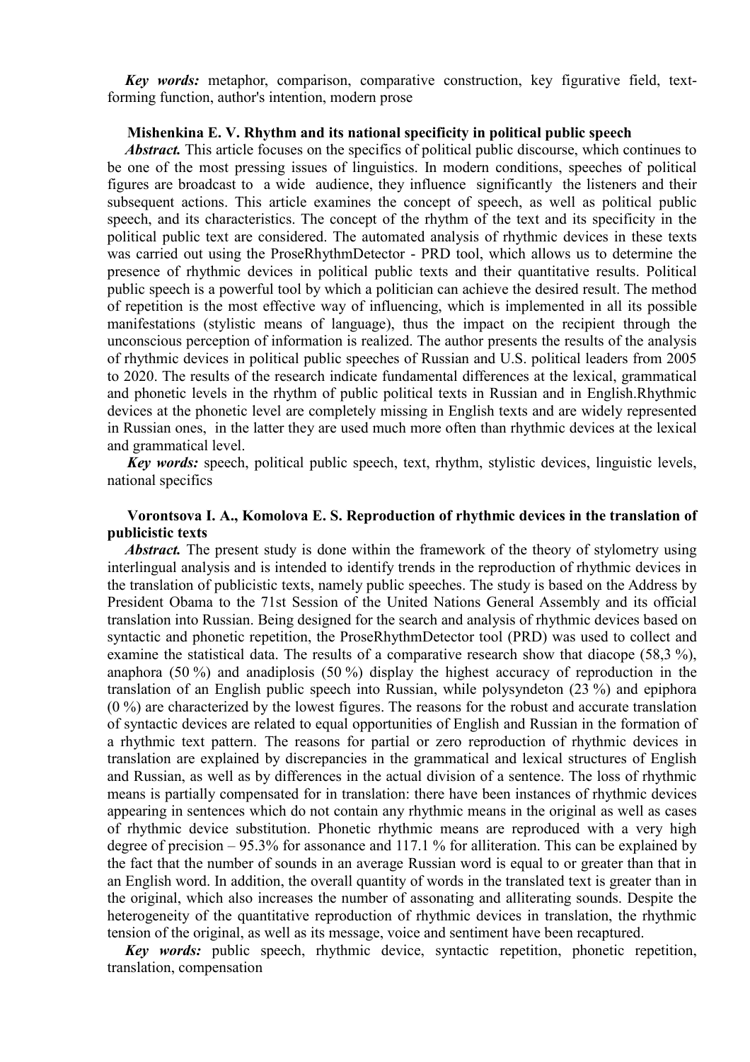***Key words:*** metaphor, comparison, comparative construction, key figurative field, text-forming function, author's intention, modern prose

**Mishenkina E. V. Rhythm and its national specificity in political public speech**

***Abstract.*** This article focuses on the specifics of political public discourse, which continues to be one of the most pressing issues of linguistics. In modern conditions, speeches of political figures are broadcast to a wide audience, they influence significantly the listeners and their subsequent actions. This article examines the concept of speech, as well as political public speech, and its characteristics. The concept of the rhythm of the text and its specificity in the political public text are considered. The automated analysis of rhythmic devices in these texts was carried out using the ProseRhythmDetector - PRD tool, which allows us to determine the presence of rhythmic devices in political public texts and their quantitative results. Political public speech is a powerful tool by which a politician can achieve the desired result. The method of repetition is the most effective way of influencing, which is implemented in all its possible manifestations (stylistic means of language), thus the impact on the recipient through the unconscious perception of information is realized. The author presents the results of the analysis of rhythmic devices in political public speeches of Russian and U.S. political leaders from 2005 to 2020. The results of the research indicate fundamental differences at the lexical, grammatical and phonetic levels in the rhythm of public political texts in Russian and in English.Rhythmic devices at the phonetic level are completely missing in English texts and are widely represented in Russian ones, in the latter they are used much more often than rhythmic devices at the lexical and grammatical level.

***Key words:*** speech, political public speech, text, rhythm, stylistic devices, linguistic levels, national specifics

**Vorontsova I. A., Komolova E. S. Reproduction of rhythmic devices in the translation of publicistic texts**

***Abstract.*** The present study is done within the framework of the theory of stylometry using interlingual analysis and is intended to identify trends in the reproduction of rhythmic devices in the translation of publicistic texts, namely public speeches. The study is based on the Address by President Obama to the 71st Session of the United Nations General Assembly and its official translation into Russian. Being designed for the search and analysis of rhythmic devices based on syntactic and phonetic repetition, the ProseRhythmDetector tool (PRD) was used to collect and examine the statistical data. The results of a comparative research show that diacope (58,3 %), anaphora (50 %) and anadiplosis (50 %) display the highest accuracy of reproduction in the translation of an English public speech into Russian, while polysyndeton (23 %) and epiphora (0 %) are characterized by the lowest figures. The reasons for the robust and accurate translation of syntactic devices are related to equal opportunities of English and Russian in the formation of a rhythmic text pattern. The reasons for partial or zero reproduction of rhythmic devices in translation are explained by discrepancies in the grammatical and lexical structures of English and Russian, as well as by differences in the actual division of a sentence. The loss of rhythmic means is partially compensated for in translation: there have been instances of rhythmic devices appearing in sentences which do not contain any rhythmic means in the original as well as cases of rhythmic device substitution. Phonetic rhythmic means are reproduced with a very high degree of precision – 95.3% for assonance and 117.1 % for alliteration. This can be explained by the fact that the number of sounds in an average Russian word is equal to or greater than that in an English word. In addition, the overall quantity of words in the translated text is greater than in the original, which also increases the number of assonating and alliterating sounds. Despite the heterogeneity of the quantitative reproduction of rhythmic devices in translation, the rhythmic tension of the original, as well as its message, voice and sentiment have been recaptured.

***Key words:*** public speech, rhythmic device, syntactic repetition, phonetic repetition, translation, compensation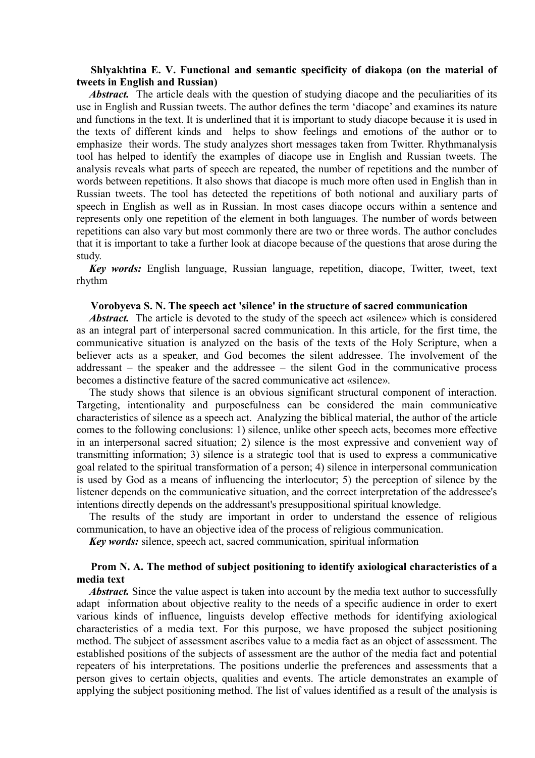**Shlyakhtina E. V. Functional and semantic specificity of diakopa (on the material of tweets in English and Russian)**

***Abstract.*** The article deals with the question of studying diacope and the peculiarities of its use in English and Russian tweets. The author defines the term 'diacope' and examines its nature and functions in the text. It is underlined that it is important to study diacope because it is used in the texts of different kinds and helps to show feelings and emotions of the author or to emphasize their words. The study analyzes short messages taken from Twitter. Rhythmanalysis tool has helped to identify the examples of diacope use in English and Russian tweets. The analysis reveals what parts of speech are repeated, the number of repetitions and the number of words between repetitions. It also shows that diacope is much more often used in English than in Russian tweets. The tool has detected the repetitions of both notional and auxiliary parts of speech in English as well as in Russian. In most cases diacope occurs within a sentence and represents only one repetition of the element in both languages. The number of words between repetitions can also vary but most commonly there are two or three words. The author concludes that it is important to take a further look at diacope because of the questions that arose during the study.

***Key words:*** English language, Russian language, repetition, diacope, Twitter, tweet, text rhythm

**Vorobyeva S. N. The speech act 'silence' in the structure of sacred communication**

***Abstract.*** The article is devoted to the study of the speech act «silence» which is considered as an integral part of interpersonal sacred communication. In this article, for the first time, the communicative situation is analyzed on the basis of the texts of the Holy Scripture, when a believer acts as a speaker, and God becomes the silent addressee. The involvement of the addressant – the speaker and the addressee – the silent God in the communicative process becomes a distinctive feature of the sacred communicative act «silence».

The study shows that silence is an obvious significant structural component of interaction. Targeting, intentionality and purposefulness can be considered the main communicative characteristics of silence as a speech act. Analyzing the biblical material, the author of the article comes to the following conclusions: 1) silence, unlike other speech acts, becomes more effective in an interpersonal sacred situation; 2) silence is the most expressive and convenient way of transmitting information; 3) silence is a strategic tool that is used to express a communicative goal related to the spiritual transformation of a person; 4) silence in interpersonal communication is used by God as a means of influencing the interlocutor; 5) the perception of silence by the listener depends on the communicative situation, and the correct interpretation of the addressee's intentions directly depends on the addressant's presuppositional spiritual knowledge.

The results of the study are important in order to understand the essence of religious communication, to have an objective idea of the process of religious communication.

***Key words:*** silence, speech act, sacred communication, spiritual information

**Prom N. A. The method of subject positioning to identify axiological characteristics of a media text**

***Abstract.*** Since the value aspect is taken into account by the media text author to successfully adapt information about objective reality to the needs of a specific audience in order to exert various kinds of influence, linguists develop effective methods for identifying axiological characteristics of a media text. For this purpose, we have proposed the subject positioning method. The subject of assessment ascribes value to a media fact as an object of assessment. The established positions of the subjects of assessment are the author of the media fact and potential repeaters of his interpretations. The positions underlie the preferences and assessments that a person gives to certain objects, qualities and events. The article demonstrates an example of applying the subject positioning method. The list of values identified as a result of the analysis is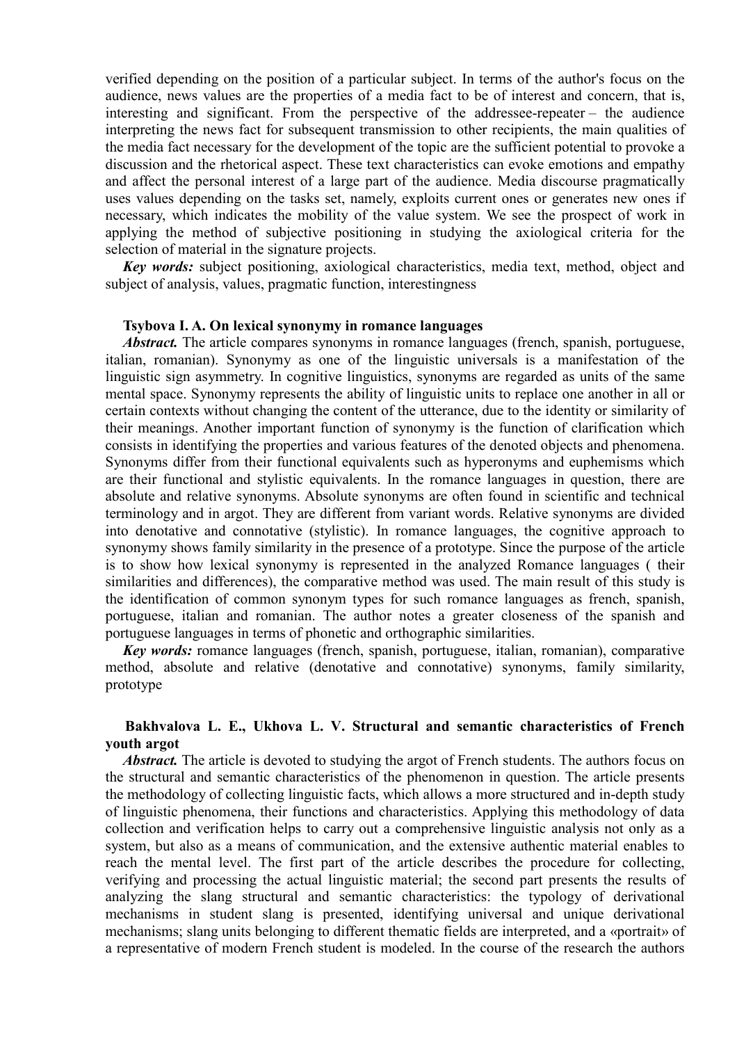verified depending on the position of a particular subject. In terms of the author's focus on the audience, news values are the properties of a media fact to be of interest and concern, that is, interesting and significant. From the perspective of the addressee-repeater – the audience interpreting the news fact for subsequent transmission to other recipients, the main qualities of the media fact necessary for the development of the topic are the sufficient potential to provoke a discussion and the rhetorical aspect. These text characteristics can evoke emotions and empathy and affect the personal interest of a large part of the audience. Media discourse pragmatically uses values depending on the tasks set, namely, exploits current ones or generates new ones if necessary, which indicates the mobility of the value system. We see the prospect of work in applying the method of subjective positioning in studying the axiological criteria for the selection of material in the signature projects.

***Key words:*** subject positioning, axiological characteristics, media text, method, object and subject of analysis, values, pragmatic function, interestingness

**Tsybova I. A. On lexical synonymy in romance languages**

***Abstract.*** The article compares synonyms in romance languages (french, spanish, portuguese, italian, romanian). Synonymy as one of the linguistic universals is a manifestation of the linguistic sign asymmetry. In cognitive linguistics, synonyms are regarded as units of the same mental space. Synonymy represents the ability of linguistic units to replace one another in all or certain contexts without changing the content of the utterance, due to the identity or similarity of their meanings. Another important function of synonymy is the function of clarification which consists in identifying the properties and various features of the denoted objects and phenomena. Synonyms differ from their functional equivalents such as hyperonyms and euphemisms which are their functional and stylistic equivalents. In the romance languages in question, there are absolute and relative synonyms. Absolute synonyms are often found in scientific and technical terminology and in argot. They are different from variant words. Relative synonyms are divided into denotative and connotative (stylistic). In romance languages, the cognitive approach to synonymy shows family similarity in the presence of a prototype. Since the purpose of the article is to show how lexical synonymy is represented in the analyzed Romance languages ( their similarities and differences), the comparative method was used. The main result of this study is the identification of common synonym types for such romance languages as french, spanish, portuguese, italian and romanian. The author notes a greater closeness of the spanish and portuguese languages in terms of phonetic and orthographic similarities.

***Key words:*** romance languages (french, spanish, portuguese, italian, romanian), comparative method, absolute and relative (denotative and connotative) synonyms, family similarity, prototype

**Bakhvalova L. E., Ukhova L. V. Structural and semantic characteristics of French youth argot**

***Abstract.*** The article is devoted to studying the argot of French students. The authors focus on the structural and semantic characteristics of the phenomenon in question. The article presents the methodology of collecting linguistic facts, which allows a more structured and in-depth study of linguistic phenomena, their functions and characteristics. Applying this methodology of data collection and verification helps to carry out a comprehensive linguistic analysis not only as a system, but also as a means of communication, and the extensive authentic material enables to reach the mental level. The first part of the article describes the procedure for collecting, verifying and processing the actual linguistic material; the second part presents the results of analyzing the slang structural and semantic characteristics: the typology of derivational mechanisms in student slang is presented, identifying universal and unique derivational mechanisms; slang units belonging to different thematic fields are interpreted, and a «portrait» of a representative of modern French student is modeled. In the course of the research the authors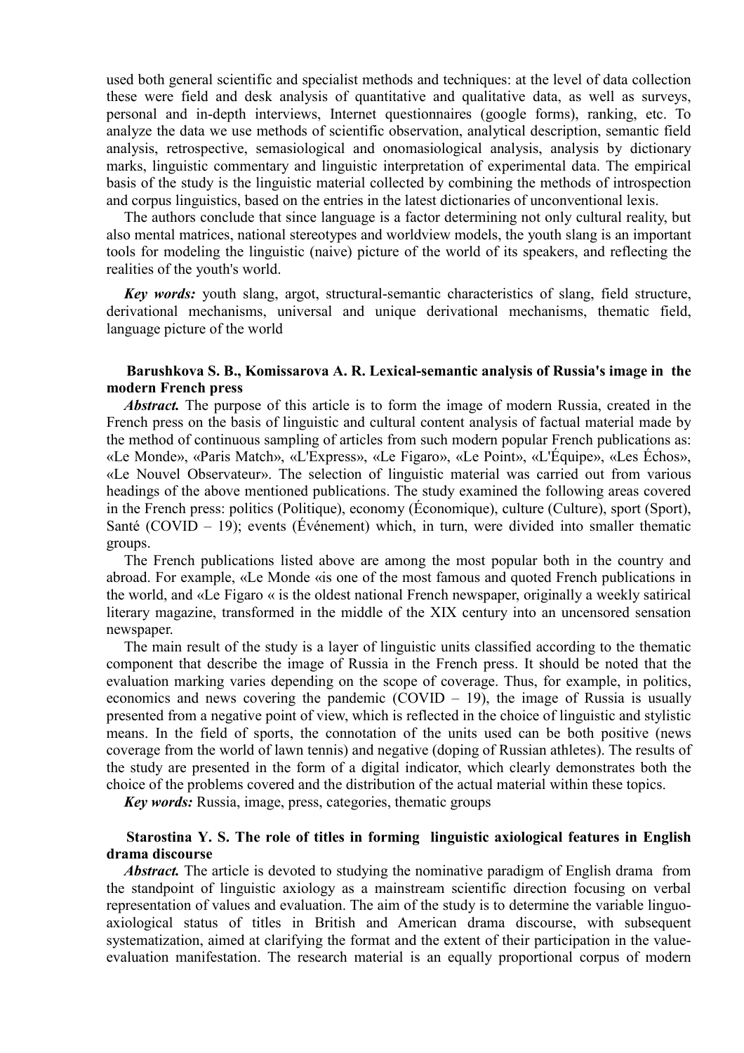used both general scientific and specialist methods and techniques: at the level of data collection these were field and desk analysis of quantitative and qualitative data, as well as surveys, personal and in-depth interviews, Internet questionnaires (google forms), ranking, etc. To analyze the data we use methods of scientific observation, analytical description, semantic field analysis, retrospective, semasiological and onomasiological analysis, analysis by dictionary marks, linguistic commentary and linguistic interpretation of experimental data. The empirical basis of the study is the linguistic material collected by combining the methods of introspection and corpus linguistics, based on the entries in the latest dictionaries of unconventional lexis.

The authors conclude that since language is a factor determining not only cultural reality, but also mental matrices, national stereotypes and worldview models, the youth slang is an important tools for modeling the linguistic (naive) picture of the world of its speakers, and reflecting the realities of the youth's world.

***Key words:*** youth slang, argot, structural-semantic characteristics of slang, field structure, derivational mechanisms, universal and unique derivational mechanisms, thematic field, language picture of the world

**Barushkova S. B., Komissarova A. R. Lexical-semantic analysis of Russia's image in the modern French press**

***Abstract.*** The purpose of this article is to form the image of modern Russia, created in the French press on the basis of linguistic and cultural content analysis of factual material made by the method of continuous sampling of articles from such modern popular French publications as: «Le Monde», «Paris Match», «L'Express», «Le Figaro», «Le Point», «L'Équipe», «Les Échos», «Le Nouvel Observateur». The selection of linguistic material was carried out from various headings of the above mentioned publications. The study examined the following areas covered in the French press: politics (Politique), economy (Économique), culture (Culture), sport (Sport), Santé (COVID – 19); events (Événement) which, in turn, were divided into smaller thematic groups.

The French publications listed above are among the most popular both in the country and abroad. For example, «Le Monde «is one of the most famous and quoted French publications in the world, and «Le Figaro « is the oldest national French newspaper, originally a weekly satirical literary magazine, transformed in the middle of the XIX century into an uncensored sensation newspaper.

The main result of the study is a layer of linguistic units classified according to the thematic component that describe the image of Russia in the French press. It should be noted that the evaluation marking varies depending on the scope of coverage. Thus, for example, in politics, economics and news covering the pandemic (COVID – 19), the image of Russia is usually presented from a negative point of view, which is reflected in the choice of linguistic and stylistic means. In the field of sports, the connotation of the units used can be both positive (news coverage from the world of lawn tennis) and negative (doping of Russian athletes). The results of the study are presented in the form of a digital indicator, which clearly demonstrates both the choice of the problems covered and the distribution of the actual material within these topics.

***Key words:*** Russia, image, press, categories, thematic groups

**Starostina Y. S. The role of titles in forming linguistic axiological features in English drama discourse**

***Abstract.*** The article is devoted to studying the nominative paradigm of English drama from the standpoint of linguistic axiology as a mainstream scientific direction focusing on verbal representation of values and evaluation. The aim of the study is to determine the variable linguo-axiological status of titles in British and American drama discourse, with subsequent systematization, aimed at clarifying the format and the extent of their participation in the value-evaluation manifestation. The research material is an equally proportional corpus of modern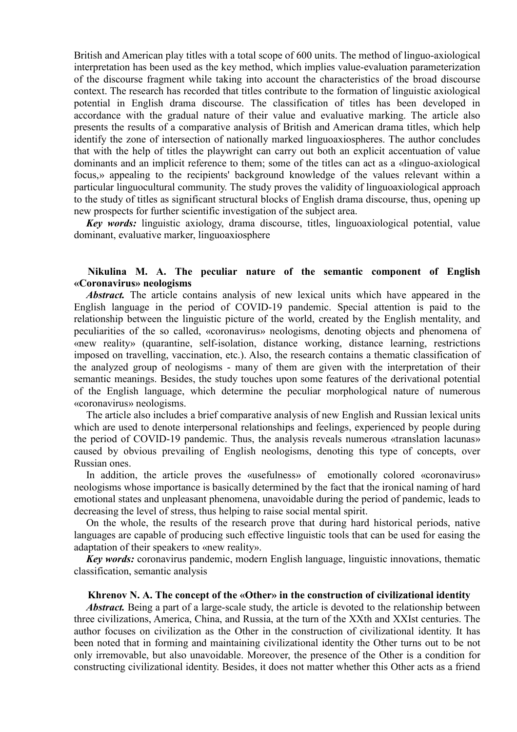British and American play titles with a total scope of 600 units. The method of linguo-axiological interpretation has been used as the key method, which implies value-evaluation parameterization of the discourse fragment while taking into account the characteristics of the broad discourse context. The research has recorded that titles contribute to the formation of linguistic axiological potential in English drama discourse. The classification of titles has been developed in accordance with the gradual nature of their value and evaluative marking. The article also presents the results of a comparative analysis of British and American drama titles, which help identify the zone of intersection of nationally marked linguoaxiospheres. The author concludes that with the help of titles the playwright can carry out both an explicit accentuation of value dominants and an implicit reference to them; some of the titles can act as a «linguo-axiological focus,» appealing to the recipients' background knowledge of the values relevant within a particular linguocultural community. The study proves the validity of linguoaxiological approach to the study of titles as significant structural blocks of English drama discourse, thus, opening up new prospects for further scientific investigation of the subject area.

***Key words:*** linguistic axiology, drama discourse, titles, linguoaxiological potential, value dominant, evaluative marker, linguoaxiosphere

**Nikulina M. A. The peculiar nature of the semantic component of English «Coronavirus» neologisms**

***Abstract.*** The article contains analysis of new lexical units which have appeared in the English language in the period of COVID-19 pandemic. Special attention is paid to the relationship between the linguistic picture of the world, created by the English mentality, and peculiarities of the so called, «coronavirus» neologisms, denoting objects and phenomena of «new reality» (quarantine, self-isolation, distance working, distance learning, restrictions imposed on travelling, vaccination, etc.). Also, the research contains a thematic classification of the analyzed group of neologisms - many of them are given with the interpretation of their semantic meanings. Besides, the study touches upon some features of the derivational potential of the English language, which determine the peculiar morphological nature of numerous «coronavirus» neologisms.

The article also includes a brief comparative analysis of new English and Russian lexical units which are used to denote interpersonal relationships and feelings, experienced by people during the period of COVID-19 pandemic. Thus, the analysis reveals numerous «translation lacunas» caused by obvious prevailing of English neologisms, denoting this type of concepts, over Russian ones.

In addition, the article proves the «usefulness» of emotionally colored «coronavirus» neologisms whose importance is basically determined by the fact that the ironical naming of hard emotional states and unpleasant phenomena, unavoidable during the period of pandemic, leads to decreasing the level of stress, thus helping to raise social mental spirit.

On the whole, the results of the research prove that during hard historical periods, native languages are capable of producing such effective linguistic tools that can be used for easing the adaptation of their speakers to «new reality».

***Key words:*** coronavirus pandemic, modern English language, linguistic innovations, thematic classification, semantic analysis

**Khrenov N. A. The concept of the «Other» in the construction of civilizational identity**

***Abstract.*** Being a part of a large-scale study, the article is devoted to the relationship between three civilizations, America, China, and Russia, at the turn of the XXth and XXIst centuries. The author focuses on civilization as the Other in the construction of civilizational identity. It has been noted that in forming and maintaining civilizational identity the Other turns out to be not only irremovable, but also unavoidable. Moreover, the presence of the Other is a condition for constructing civilizational identity. Besides, it does not matter whether this Other acts as a friend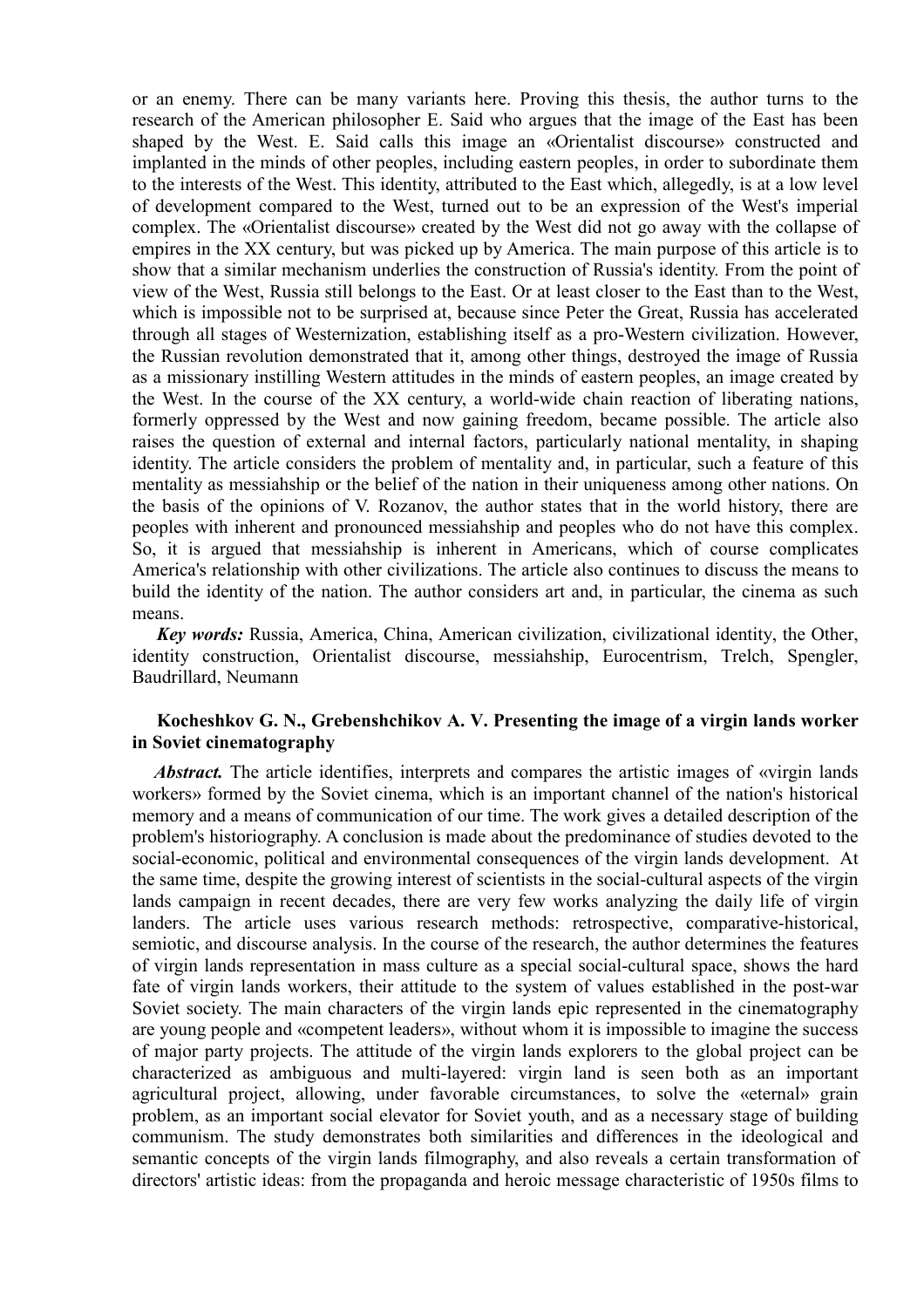or an enemy. There can be many variants here. Proving this thesis, the author turns to the research of the American philosopher E. Said who argues that the image of the East has been shaped by the West. E. Said calls this image an «Orientalist discourse» constructed and implanted in the minds of other peoples, including eastern peoples, in order to subordinate them to the interests of the West. This identity, attributed to the East which, allegedly, is at a low level of development compared to the West, turned out to be an expression of the West's imperial complex. The «Orientalist discourse» created by the West did not go away with the collapse of empires in the XX century, but was picked up by America. The main purpose of this article is to show that a similar mechanism underlies the construction of Russia's identity. From the point of view of the West, Russia still belongs to the East. Or at least closer to the East than to the West, which is impossible not to be surprised at, because since Peter the Great, Russia has accelerated through all stages of Westernization, establishing itself as a pro-Western civilization. However, the Russian revolution demonstrated that it, among other things, destroyed the image of Russia as a missionary instilling Western attitudes in the minds of eastern peoples, an image created by the West. In the course of the XX century, a world-wide chain reaction of liberating nations, formerly oppressed by the West and now gaining freedom, became possible. The article also raises the question of external and internal factors, particularly national mentality, in shaping identity. The article considers the problem of mentality and, in particular, such a feature of this mentality as messiahship or the belief of the nation in their uniqueness among other nations. On the basis of the opinions of V. Rozanov, the author states that in the world history, there are peoples with inherent and pronounced messiahship and peoples who do not have this complex. So, it is argued that messiahship is inherent in Americans, which of course complicates America's relationship with other civilizations. The article also continues to discuss the means to build the identity of the nation. The author considers art and, in particular, the cinema as such means.

***Key words:*** Russia, America, China, American civilization, civilizational identity, the Other, identity construction, Orientalist discourse, messiahship, Eurocentrism, Trelch, Spengler, Baudrillard, Neumann

**Kocheshkov G. N., Grebenshchikov A. V. Presenting the image of a virgin lands worker in Soviet cinematography**

***Abstract.*** The article identifies, interprets and compares the artistic images of «virgin lands workers» formed by the Soviet cinema, which is an important channel of the nation's historical memory and a means of communication of our time. The work gives a detailed description of the problem's historiography. A conclusion is made about the predominance of studies devoted to the social-economic, political and environmental consequences of the virgin lands development. At the same time, despite the growing interest of scientists in the social-cultural aspects of the virgin lands campaign in recent decades, there are very few works analyzing the daily life of virgin landers. The article uses various research methods: retrospective, comparative-historical, semiotic, and discourse analysis. In the course of the research, the author determines the features of virgin lands representation in mass culture as a special social-cultural space, shows the hard fate of virgin lands workers, their attitude to the system of values established in the post-war Soviet society. The main characters of the virgin lands epic represented in the cinematography are young people and «competent leaders», without whom it is impossible to imagine the success of major party projects. The attitude of the virgin lands explorers to the global project can be characterized as ambiguous and multi-layered: virgin land is seen both as an important agricultural project, allowing, under favorable circumstances, to solve the «eternal» grain problem, as an important social elevator for Soviet youth, and as a necessary stage of building communism. The study demonstrates both similarities and differences in the ideological and semantic concepts of the virgin lands filmography, and also reveals a certain transformation of directors' artistic ideas: from the propaganda and heroic message characteristic of 1950s films to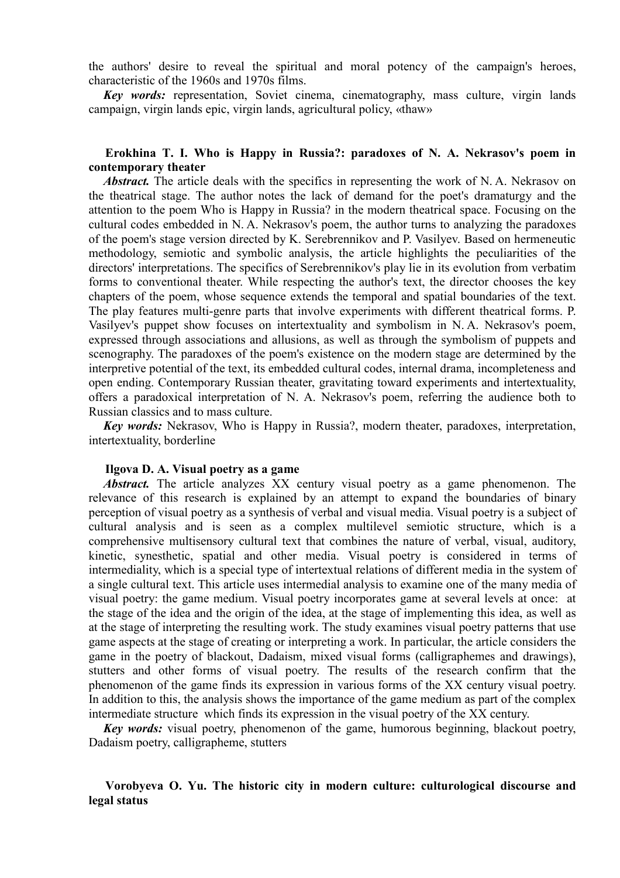the authors' desire to reveal the spiritual and moral potency of the campaign's heroes, characteristic of the 1960s and 1970s films.

***Key words:*** representation, Soviet cinema, cinematography, mass culture, virgin lands campaign, virgin lands epic, virgin lands, agricultural policy, «thaw»

**Erokhina T. I. Who is Happy in Russia?: paradoxes of N. A. Nekrasov's poem in contemporary theater**

***Abstract.*** The article deals with the specifics in representing the work of N. A. Nekrasov on the theatrical stage. The author notes the lack of demand for the poet's dramaturgy and the attention to the poem Who is Happy in Russia? in the modern theatrical space. Focusing on the cultural codes embedded in N. A. Nekrasov's poem, the author turns to analyzing the paradoxes of the poem's stage version directed by K. Serebrennikov and P. Vasilyev. Based on hermeneutic methodology, semiotic and symbolic analysis, the article highlights the peculiarities of the directors' interpretations. The specifics of Serebrennikov's play lie in its evolution from verbatim forms to conventional theater. While respecting the author's text, the director chooses the key chapters of the poem, whose sequence extends the temporal and spatial boundaries of the text. The play features multi-genre parts that involve experiments with different theatrical forms. P. Vasilyev's puppet show focuses on intertextuality and symbolism in N. A. Nekrasov's poem, expressed through associations and allusions, as well as through the symbolism of puppets and scenography. The paradoxes of the poem's existence on the modern stage are determined by the interpretive potential of the text, its embedded cultural codes, internal drama, incompleteness and open ending. Contemporary Russian theater, gravitating toward experiments and intertextuality, offers a paradoxical interpretation of N. A. Nekrasov's poem, referring the audience both to Russian classics and to mass culture.

***Key words:*** Nekrasov, Who is Happy in Russia?, modern theater, paradoxes, interpretation, intertextuality, borderline

**Ilgova D. A. Visual poetry as a game**

***Abstract.*** The article analyzes XX century visual poetry as a game phenomenon. The relevance of this research is explained by an attempt to expand the boundaries of binary perception of visual poetry as a synthesis of verbal and visual media. Visual poetry is a subject of cultural analysis and is seen as a complex multilevel semiotic structure, which is a comprehensive multisensory cultural text that combines the nature of verbal, visual, auditory, kinetic, synesthetic, spatial and other media. Visual poetry is considered in terms of intermediality, which is a special type of intertextual relations of different media in the system of a single cultural text. This article uses intermedial analysis to examine one of the many media of visual poetry: the game medium. Visual poetry incorporates game at several levels at once: at the stage of the idea and the origin of the idea, at the stage of implementing this idea, as well as at the stage of interpreting the resulting work. The study examines visual poetry patterns that use game aspects at the stage of creating or interpreting a work. In particular, the article considers the game in the poetry of blackout, Dadaism, mixed visual forms (calligraphemes and drawings), stutters and other forms of visual poetry. The results of the research confirm that the phenomenon of the game finds its expression in various forms of the XX century visual poetry. In addition to this, the analysis shows the importance of the game medium as part of the complex intermediate structure which finds its expression in the visual poetry of the XX century.

***Key words:*** visual poetry, phenomenon of the game, humorous beginning, blackout poetry, Dadaism poetry, calligrapheme, stutters

**Vorobyeva O. Yu. The historic city in modern culture: culturological discourse and legal status**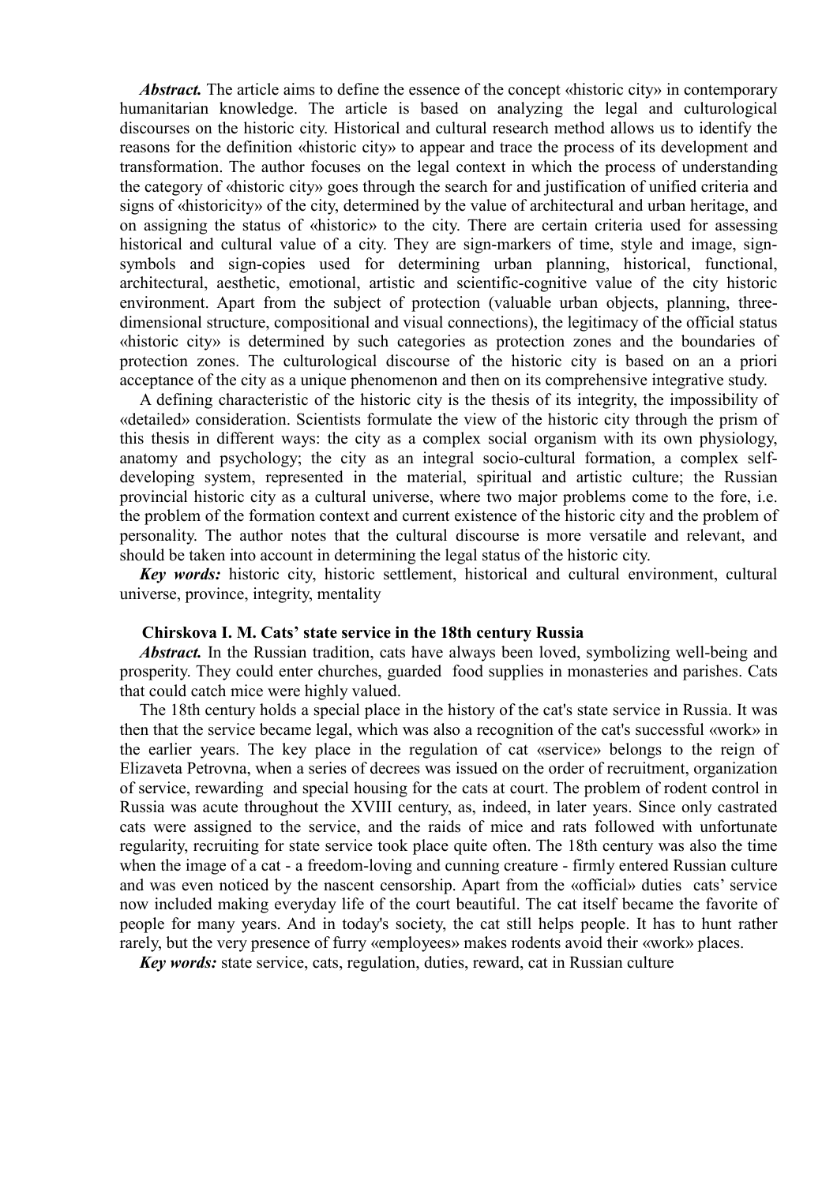*Abstract.* The article aims to define the essence of the concept «historic city» in contemporary humanitarian knowledge. The article is based on analyzing the legal and culturological discourses on the historic city. Historical and cultural research method allows us to identify the reasons for the definition «historic city» to appear and trace the process of its development and transformation. The author focuses on the legal context in which the process of understanding the category of «historic city» goes through the search for and justification of unified criteria and signs of «historicity» of the city, determined by the value of architectural and urban heritage, and on assigning the status of «historic» to the city. There are certain criteria used for assessing historical and cultural value of a city. They are sign-markers of time, style and image, sign-symbols and sign-copies used for determining urban planning, historical, functional, architectural, aesthetic, emotional, artistic and scientific-cognitive value of the city historic environment. Apart from the subject of protection (valuable urban objects, planning, three-dimensional structure, compositional and visual connections), the legitimacy of the official status «historic city» is determined by such categories as protection zones and the boundaries of protection zones. The culturological discourse of the historic city is based on an a priori acceptance of the city as a unique phenomenon and then on its comprehensive integrative study.

A defining characteristic of the historic city is the thesis of its integrity, the impossibility of «detailed» consideration. Scientists formulate the view of the historic city through the prism of this thesis in different ways: the city as a complex social organism with its own physiology, anatomy and psychology; the city as an integral socio-cultural formation, a complex self-developing system, represented in the material, spiritual and artistic culture; the Russian provincial historic city as a cultural universe, where two major problems come to the fore, i.e. the problem of the formation context and current existence of the historic city and the problem of personality. The author notes that the cultural discourse is more versatile and relevant, and should be taken into account in determining the legal status of the historic city.

***Key words:*** historic city, historic settlement, historical and cultural environment, cultural universe, province, integrity, mentality

**Chirskova I. M. Cats' state service in the 18th century Russia**

*Abstract.* In the Russian tradition, cats have always been loved, symbolizing well-being and prosperity. They could enter churches, guarded food supplies in monasteries and parishes. Cats that could catch mice were highly valued.

The 18th century holds a special place in the history of the cat's state service in Russia. It was then that the service became legal, which was also a recognition of the cat's successful «work» in the earlier years. The key place in the regulation of cat «service» belongs to the reign of Elizaveta Petrovna, when a series of decrees was issued on the order of recruitment, organization of service, rewarding and special housing for the cats at court. The problem of rodent control in Russia was acute throughout the XVIII century, as, indeed, in later years. Since only castrated cats were assigned to the service, and the raids of mice and rats followed with unfortunate regularity, recruiting for state service took place quite often. The 18th century was also the time when the image of a cat - a freedom-loving and cunning creature - firmly entered Russian culture and was even noticed by the nascent censorship. Apart from the «official» duties cats' service now included making everyday life of the court beautiful. The cat itself became the favorite of people for many years. And in today's society, the cat still helps people. It has to hunt rather rarely, but the very presence of furry «employees» makes rodents avoid their «work» places.

***Key words:*** state service, cats, regulation, duties, reward, cat in Russian culture